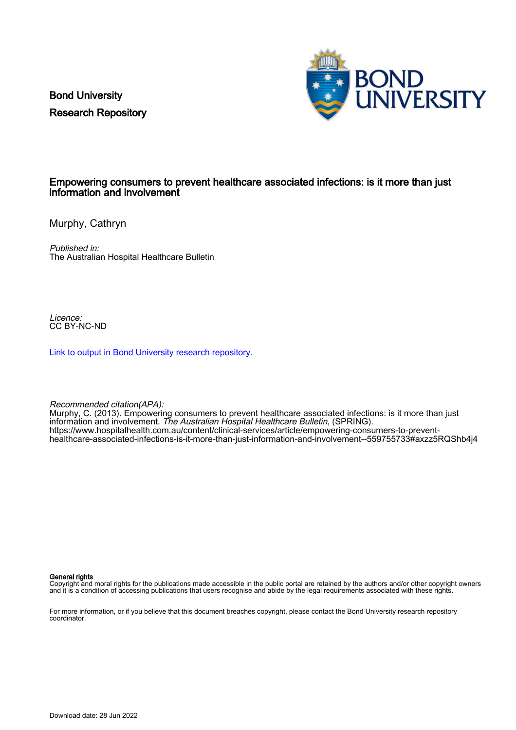Bond University
Research Repository

# Empowering consumers to prevent healthcare associated infections: is it more than just information and involvement

Murphy, Cathryn

*Published in:*
The Australian Hospital Healthcare Bulletin

*Licence:*
CC BY-NC-ND

[Link to output in Bond University research repository.]

*Recommended citation(APA):*
Murphy, C. (2013). Empowering consumers to prevent healthcare associated infections: is it more than just information and involvement. *The Australian Hospital Healthcare Bulletin*, (SPRING). https://www.hospitalhealth.com.au/content/clinical-services/article/empowering-consumers-to-prevent-healthcare-associated-infections-is-it-more-than-just-information-and-involvement--559755733#axzz5RQShb4j4

**General rights**
Copyright and moral rights for the publications made accessible in the public portal are retained by the authors and/or other copyright owners and it is a condition of accessing publications that users recognise and abide by the legal requirements associated with these rights.

For more information, or if you believe that this document breaches copyright, please contact the Bond University research repository coordinator.

Download date: 28 Jun 2022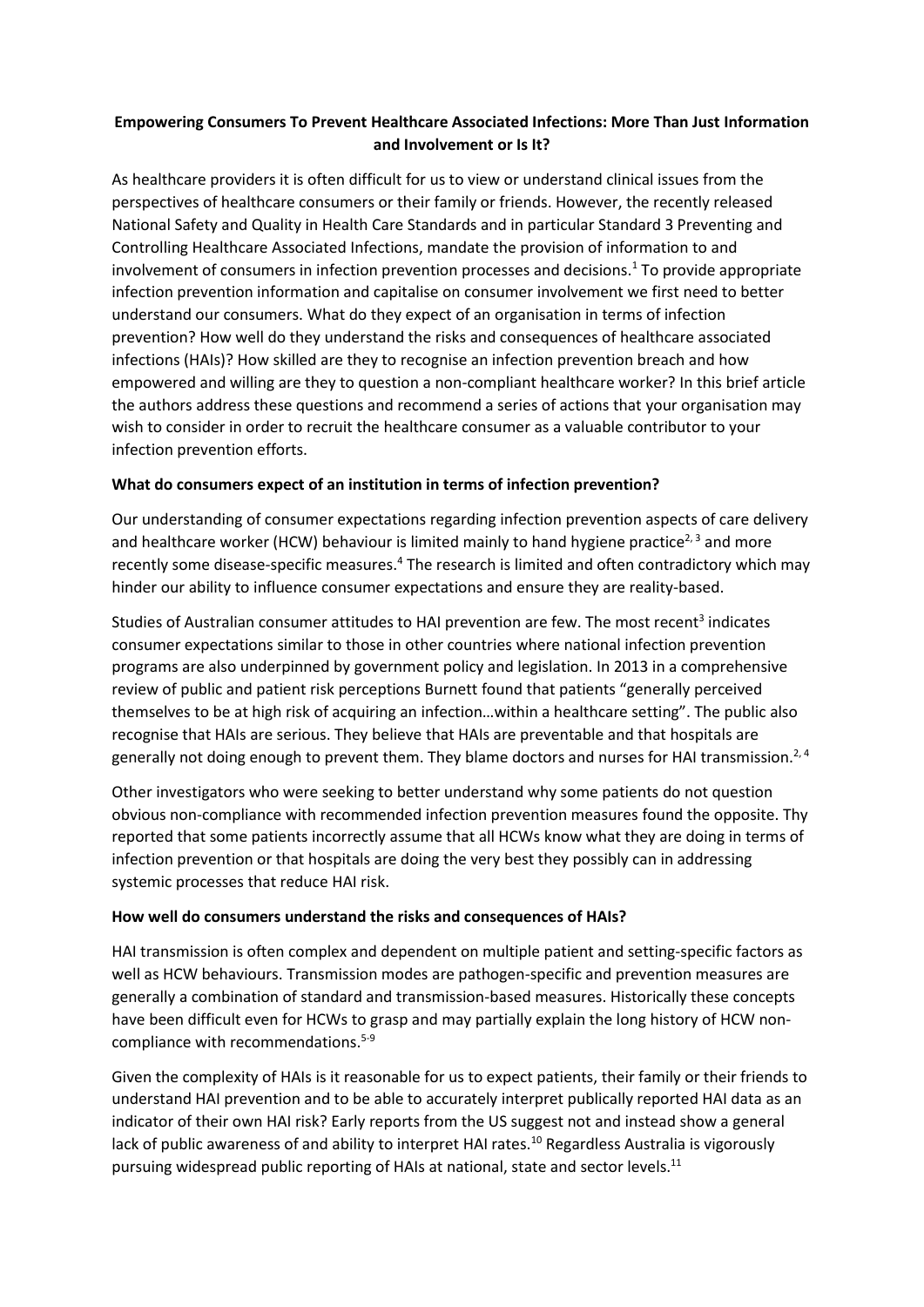**Empowering Consumers To Prevent Healthcare Associated Infections: More Than Just Information and Involvement or Is It?**

As healthcare providers it is often difficult for us to view or understand clinical issues from the perspectives of healthcare consumers or their family or friends. However, the recently released National Safety and Quality in Health Care Standards and in particular Standard 3 Preventing and Controlling Healthcare Associated Infections, mandate the provision of information to and involvement of consumers in infection prevention processes and decisions.[1] To provide appropriate infection prevention information and capitalise on consumer involvement we first need to better understand our consumers. What do they expect of an organisation in terms of infection prevention? How well do they understand the risks and consequences of healthcare associated infections (HAIs)? How skilled are they to recognise an infection prevention breach and how empowered and willing are they to question a non-compliant healthcare worker? In this brief article the authors address these questions and recommend a series of actions that your organisation may wish to consider in order to recruit the healthcare consumer as a valuable contributor to your infection prevention efforts.

**What do consumers expect of an institution in terms of infection prevention?**

Our understanding of consumer expectations regarding infection prevention aspects of care delivery and healthcare worker (HCW) behaviour is limited mainly to hand hygiene practice[2, 3] and more recently some disease-specific measures.[4] The research is limited and often contradictory which may hinder our ability to influence consumer expectations and ensure they are reality-based.

Studies of Australian consumer attitudes to HAI prevention are few. The most recent[3] indicates consumer expectations similar to those in other countries where national infection prevention programs are also underpinned by government policy and legislation. In 2013 in a comprehensive review of public and patient risk perceptions Burnett found that patients "generally perceived themselves to be at high risk of acquiring an infection…within a healthcare setting". The public also recognise that HAIs are serious. They believe that HAIs are preventable and that hospitals are generally not doing enough to prevent them. They blame doctors and nurses for HAI transmission.[2, 4]

Other investigators who were seeking to better understand why some patients do not question obvious non-compliance with recommended infection prevention measures found the opposite. Thy reported that some patients incorrectly assume that all HCWs know what they are doing in terms of infection prevention or that hospitals are doing the very best they possibly can in addressing systemic processes that reduce HAI risk.

**How well do consumers understand the risks and consequences of HAIs?**

HAI transmission is often complex and dependent on multiple patient and setting-specific factors as well as HCW behaviours. Transmission modes are pathogen-specific and prevention measures are generally a combination of standard and transmission-based measures. Historically these concepts have been difficult even for HCWs to grasp and may partially explain the long history of HCW non-compliance with recommendations.[5-9]

Given the complexity of HAIs is it reasonable for us to expect patients, their family or their friends to understand HAI prevention and to be able to accurately interpret publically reported HAI data as an indicator of their own HAI risk? Early reports from the US suggest not and instead show a general lack of public awareness of and ability to interpret HAI rates.[10] Regardless Australia is vigorously pursuing widespread public reporting of HAIs at national, state and sector levels.[11]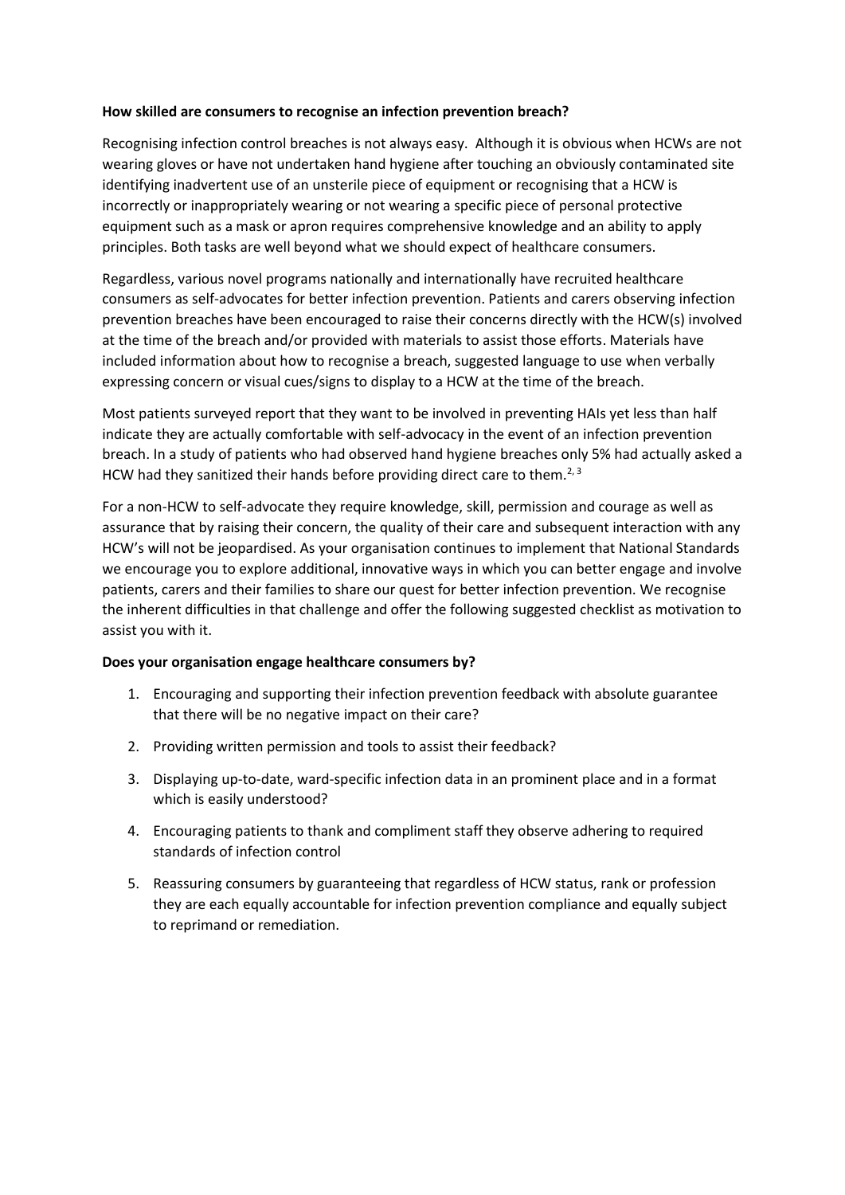**How skilled are consumers to recognise an infection prevention breach?**

Recognising infection control breaches is not always easy. Although it is obvious when HCWs are not wearing gloves or have not undertaken hand hygiene after touching an obviously contaminated site identifying inadvertent use of an unsterile piece of equipment or recognising that a HCW is incorrectly or inappropriately wearing or not wearing a specific piece of personal protective equipment such as a mask or apron requires comprehensive knowledge and an ability to apply principles. Both tasks are well beyond what we should expect of healthcare consumers.

Regardless, various novel programs nationally and internationally have recruited healthcare consumers as self-advocates for better infection prevention. Patients and carers observing infection prevention breaches have been encouraged to raise their concerns directly with the HCW(s) involved at the time of the breach and/or provided with materials to assist those efforts. Materials have included information about how to recognise a breach, suggested language to use when verbally expressing concern or visual cues/signs to display to a HCW at the time of the breach.

Most patients surveyed report that they want to be involved in preventing HAIs yet less than half indicate they are actually comfortable with self-advocacy in the event of an infection prevention breach. In a study of patients who had observed hand hygiene breaches only 5% had actually asked a HCW had they sanitized their hands before providing direct care to them.[2, 3]

For a non-HCW to self-advocate they require knowledge, skill, permission and courage as well as assurance that by raising their concern, the quality of their care and subsequent interaction with any HCW's will not be jeopardised. As your organisation continues to implement that National Standards we encourage you to explore additional, innovative ways in which you can better engage and involve patients, carers and their families to share our quest for better infection prevention. We recognise the inherent difficulties in that challenge and offer the following suggested checklist as motivation to assist you with it.

**Does your organisation engage healthcare consumers by?**

1. Encouraging and supporting their infection prevention feedback with absolute guarantee that there will be no negative impact on their care?
2. Providing written permission and tools to assist their feedback?
3. Displaying up-to-date, ward-specific infection data in an prominent place and in a format which is easily understood?
4. Encouraging patients to thank and compliment staff they observe adhering to required standards of infection control
5. Reassuring consumers by guaranteeing that regardless of HCW status, rank or profession they are each equally accountable for infection prevention compliance and equally subject to reprimand or remediation.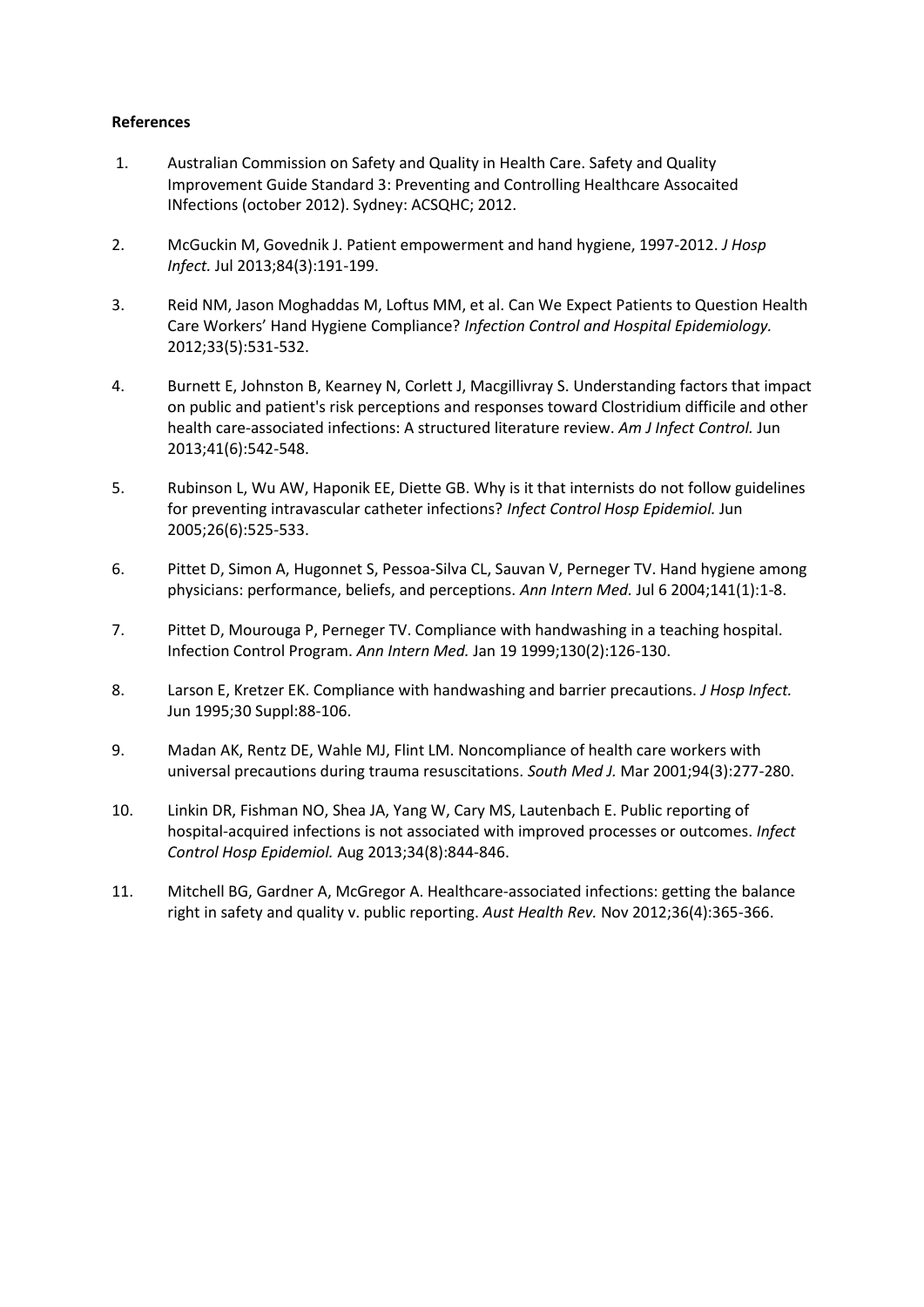**References**

1. Australian Commission on Safety and Quality in Health Care. Safety and Quality Improvement Guide Standard 3: Preventing and Controlling Healthcare Assocaited INfections (october 2012). Sydney: ACSQHC; 2012.

2. McGuckin M, Govednik J. Patient empowerment and hand hygiene, 1997-2012. *J Hosp Infect.* Jul 2013;84(3):191-199.

3. Reid NM, Jason Moghaddas M, Loftus MM, et al. Can We Expect Patients to Question Health Care Workers' Hand Hygiene Compliance? *Infection Control and Hospital Epidemiology.* 2012;33(5):531-532.

4. Burnett E, Johnston B, Kearney N, Corlett J, Macgillivray S. Understanding factors that impact on public and patient's risk perceptions and responses toward Clostridium difficile and other health care-associated infections: A structured literature review. *Am J Infect Control.* Jun 2013;41(6):542-548.

5. Rubinson L, Wu AW, Haponik EE, Diette GB. Why is it that internists do not follow guidelines for preventing intravascular catheter infections? *Infect Control Hosp Epidemiol.* Jun 2005;26(6):525-533.

6. Pittet D, Simon A, Hugonnet S, Pessoa-Silva CL, Sauvan V, Perneger TV. Hand hygiene among physicians: performance, beliefs, and perceptions. *Ann Intern Med.* Jul 6 2004;141(1):1-8.

7. Pittet D, Mourouga P, Perneger TV. Compliance with handwashing in a teaching hospital. Infection Control Program. *Ann Intern Med.* Jan 19 1999;130(2):126-130.

8. Larson E, Kretzer EK. Compliance with handwashing and barrier precautions. *J Hosp Infect.* Jun 1995;30 Suppl:88-106.

9. Madan AK, Rentz DE, Wahle MJ, Flint LM. Noncompliance of health care workers with universal precautions during trauma resuscitations. *South Med J.* Mar 2001;94(3):277-280.

10. Linkin DR, Fishman NO, Shea JA, Yang W, Cary MS, Lautenbach E. Public reporting of hospital-acquired infections is not associated with improved processes or outcomes. *Infect Control Hosp Epidemiol.* Aug 2013;34(8):844-846.

11. Mitchell BG, Gardner A, McGregor A. Healthcare-associated infections: getting the balance right in safety and quality v. public reporting. *Aust Health Rev.* Nov 2012;36(4):365-366.